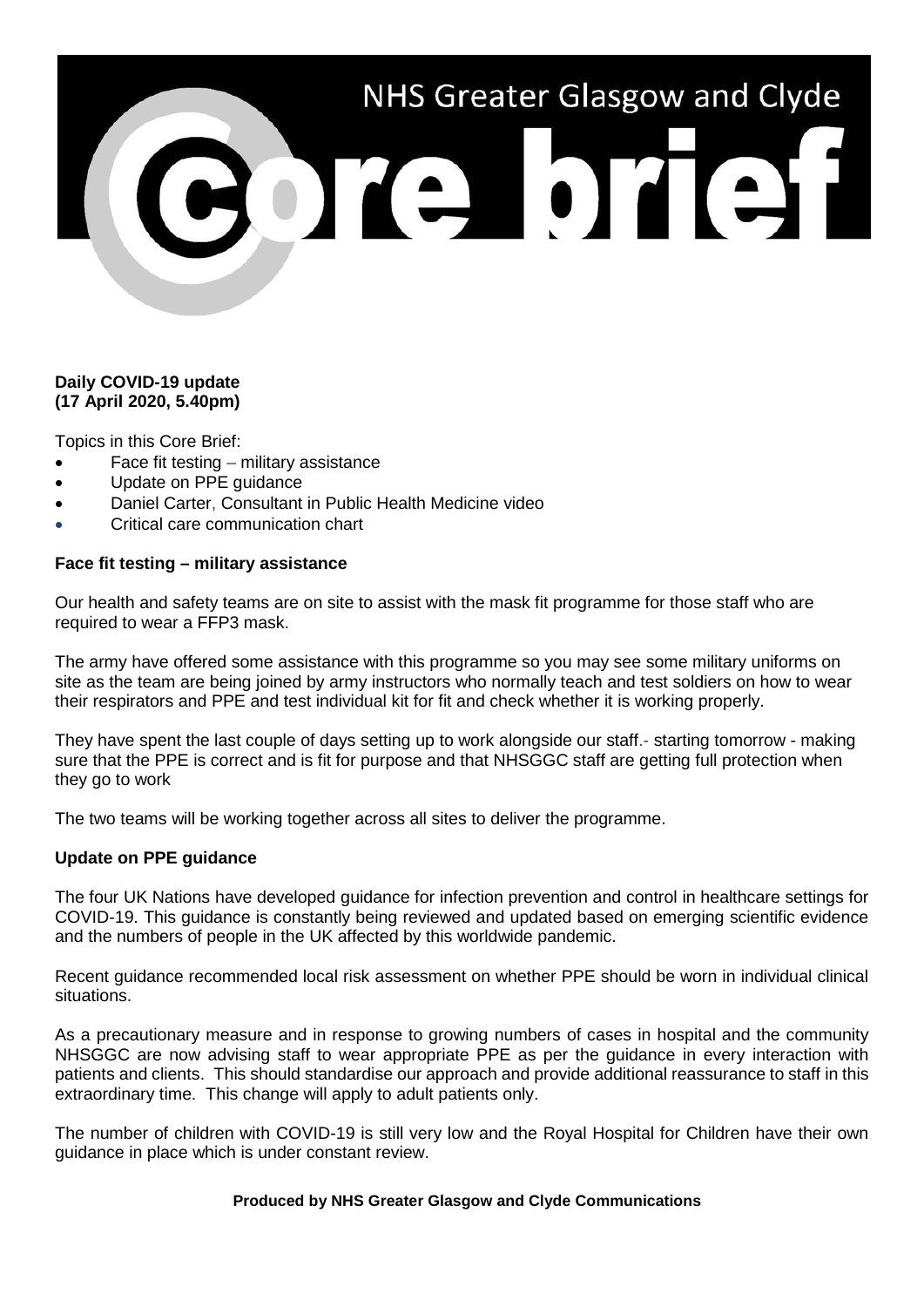# NHS Greater Glasgow and Clyde

# Core brief

**Daily COVID-19 update**
**(17 April 2020, 5.40pm)**

Topics in this Core Brief:

- Face fit testing – military assistance
- Update on PPE guidance
- Daniel Carter, Consultant in Public Health Medicine video
- Critical care communication chart

**Face fit testing – military assistance**

Our health and safety teams are on site to assist with the mask fit programme for those staff who are required to wear a FFP3 mask.

The army have offered some assistance with this programme so you may see some military uniforms on site as the team are being joined by army instructors who normally teach and test soldiers on how to wear their respirators and PPE and test individual kit for fit and check whether it is working properly.

They have spent the last couple of days setting up to work alongside our staff.- starting tomorrow - making sure that the PPE is correct and is fit for purpose and that NHSGGC staff are getting full protection when they go to work

The two teams will be working together across all sites to deliver the programme.

**Update on PPE guidance**

The four UK Nations have developed guidance for infection prevention and control in healthcare settings for COVID-19. This guidance is constantly being reviewed and updated based on emerging scientific evidence and the numbers of people in the UK affected by this worldwide pandemic.

Recent guidance recommended local risk assessment on whether PPE should be worn in individual clinical situations.

As a precautionary measure and in response to growing numbers of cases in hospital and the community NHSGGC are now advising staff to wear appropriate PPE as per the guidance in every interaction with patients and clients. This should standardise our approach and provide additional reassurance to staff in this extraordinary time. This change will apply to adult patients only.

The number of children with COVID-19 is still very low and the Royal Hospital for Children have their own guidance in place which is under constant review.

**Produced by NHS Greater Glasgow and Clyde Communications**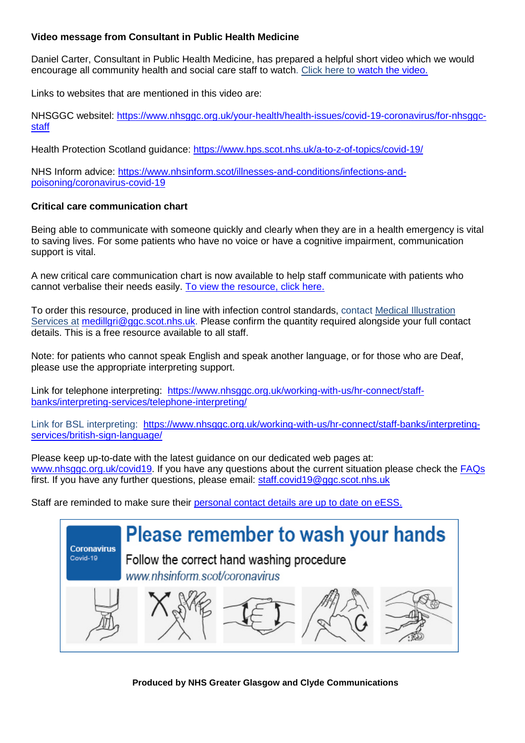**Video message from Consultant in Public Health Medicine**

Daniel Carter, Consultant in Public Health Medicine, has prepared a helpful short video which we would encourage all community health and social care staff to watch. Click here to watch the video.

Links to websites that are mentioned in this video are:

NHSGGC websitel: https://www.nhsggc.org.uk/your-health/health-issues/covid-19-coronavirus/for-nhsggc-staff

Health Protection Scotland guidance: https://www.hps.scot.nhs.uk/a-to-z-of-topics/covid-19/

NHS Inform advice: https://www.nhsinform.scot/illnesses-and-conditions/infections-and-poisoning/coronavirus-covid-19

**Critical care communication chart**

Being able to communicate with someone quickly and clearly when they are in a health emergency is vital to saving lives. For some patients who have no voice or have a cognitive impairment, communication support is vital.

A new critical care communication chart is now available to help staff communicate with patients who cannot verbalise their needs easily. To view the resource, click here.

To order this resource, produced in line with infection control standards, contact Medical Illustration Services at medillgri@ggc.scot.nhs.uk. Please confirm the quantity required alongside your full contact details. This is a free resource available to all staff.

Note: for patients who cannot speak English and speak another language, or for those who are Deaf, please use the appropriate interpreting support.

Link for telephone interpreting: https://www.nhsggc.org.uk/working-with-us/hr-connect/staff-banks/interpreting-services/telephone-interpreting/

Link for BSL interpreting: https://www.nhsggc.org.uk/working-with-us/hr-connect/staff-banks/interpreting-services/british-sign-language/

Please keep up-to-date with the latest guidance on our dedicated web pages at: www.nhsggc.org.uk/covid19. If you have any questions about the current situation please check the FAQs first. If you have any further questions, please email: staff.covid19@ggc.scot.nhs.uk

Staff are reminded to make sure their personal contact details are up to date on eESS.

Coronavirus Covid-19

**Please remember to wash your hands**

Follow the correct hand washing procedure

*www.nhsinform.scot/coronavirus*

**Produced by NHS Greater Glasgow and Clyde Communications**